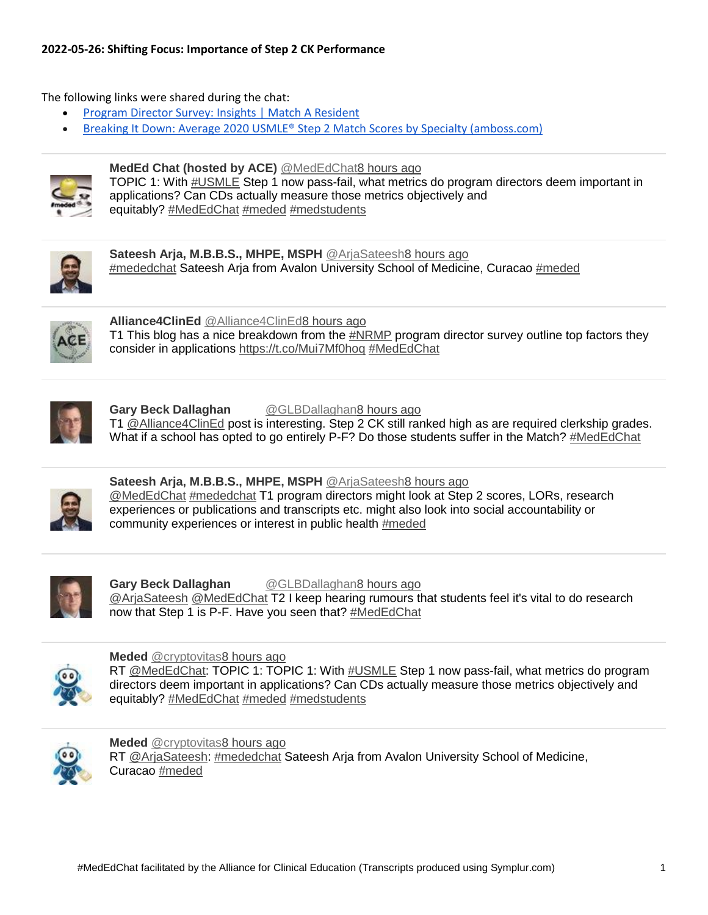**2022-05-26: Shifting Focus: Importance of Step 2 CK Performance**

The following links were shared during the chat:

- Program Director Survey: Insights | Match A Resident
- Breaking It Down: Average 2020 USMLE® Step 2 Match Scores by Specialty (amboss.com)

---

**MedEd Chat (hosted by ACE)** @MedEdChat 8 hours ago
TOPIC 1: With #USMLE Step 1 now pass-fail, what metrics do program directors deem important in applications? Can CDs actually measure those metrics objectively and equitably? #MedEdChat #meded #medstudents

---

**Sateesh Arja, M.B.B.S., MHPE, MSPH** @ArjaSateesh 8 hours ago
#mededchat Sateesh Arja from Avalon University School of Medicine, Curacao #meded

---

**Alliance4ClinEd** @Alliance4ClinEd 8 hours ago
T1 This blog has a nice breakdown from the #NRMP program director survey outline top factors they consider in applications https://t.co/Mui7Mf0hoq #MedEdChat

---

**Gary Beck Dallaghan** @GLBDallaghan 8 hours ago
T1 @Alliance4ClinEd post is interesting. Step 2 CK still ranked high as are required clerkship grades. What if a school has opted to go entirely P-F? Do those students suffer in the Match? #MedEdChat

---

**Sateesh Arja, M.B.B.S., MHPE, MSPH** @ArjaSateesh 8 hours ago
@MedEdChat #mededchat T1 program directors might look at Step 2 scores, LORs, research experiences or publications and transcripts etc. might also look into social accountability or community experiences or interest in public health #meded

---

**Gary Beck Dallaghan** @GLBDallaghan 8 hours ago
@ArjaSateesh @MedEdChat T2 I keep hearing rumours that students feel it's vital to do research now that Step 1 is P-F. Have you seen that? #MedEdChat

---

**Meded** @cryptovitas 8 hours ago
RT @MedEdChat: TOPIC 1: TOPIC 1: With #USMLE Step 1 now pass-fail, what metrics do program directors deem important in applications? Can CDs actually measure those metrics objectively and equitably? #MedEdChat #meded #medstudents

---

**Meded** @cryptovitas 8 hours ago
RT @ArjaSateesh: #mededchat Sateesh Arja from Avalon University School of Medicine, Curacao #meded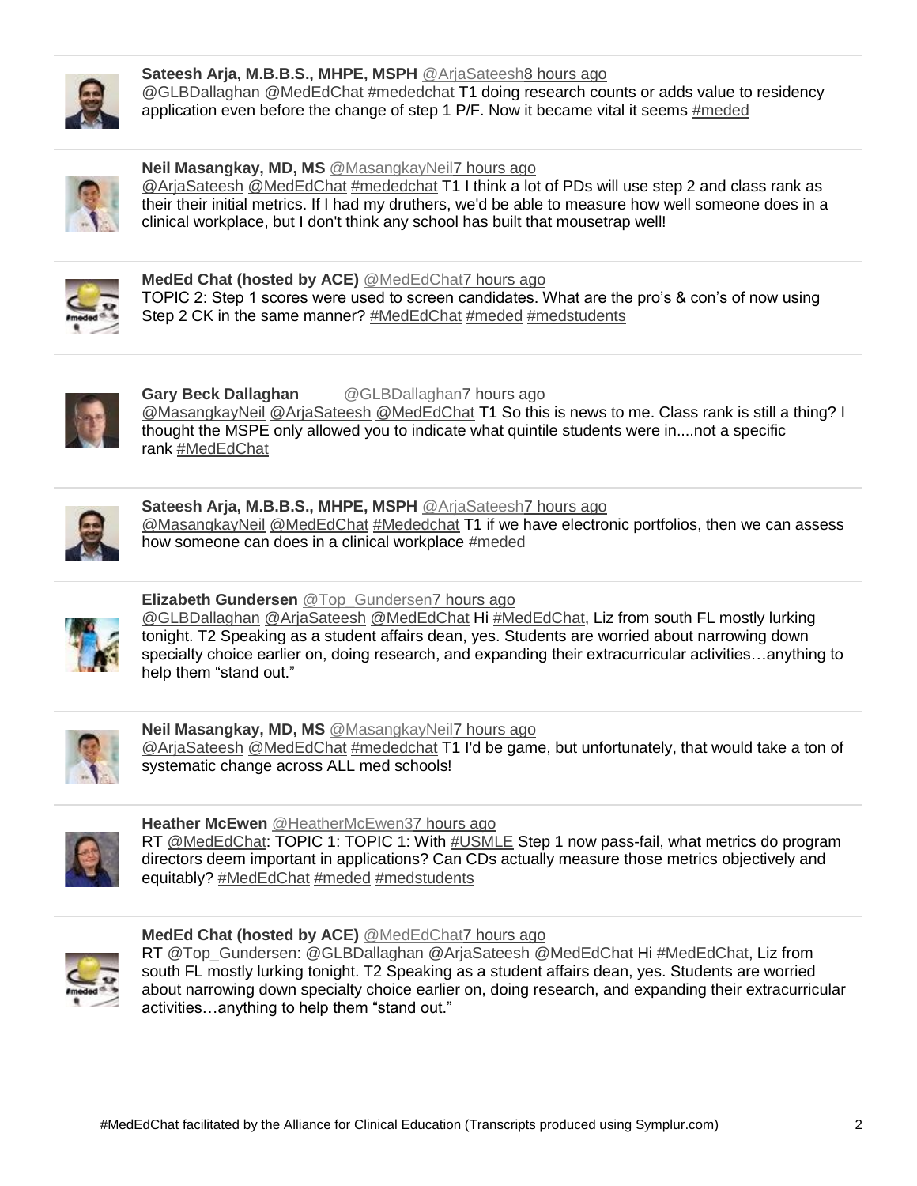**Sateesh Arja, M.B.B.S., MHPE, MSPH** @ArjaSateesh8 hours ago
@GLBDallaghan @MedEdChat #mededchat T1 doing research counts or adds value to residency application even before the change of step 1 P/F. Now it became vital it seems #meded

---

**Neil Masangkay, MD, MS** @MasangkayNeil7 hours ago
@ArjaSateesh @MedEdChat #mededchat T1 I think a lot of PDs will use step 2 and class rank as their their initial metrics. If I had my druthers, we'd be able to measure how well someone does in a clinical workplace, but I don't think any school has built that mousetrap well!

---

**MedEd Chat (hosted by ACE)** @MedEdChat7 hours ago
TOPIC 2: Step 1 scores were used to screen candidates. What are the pro's & con's of now using Step 2 CK in the same manner? #MedEdChat #meded #medstudents

---

**Gary Beck Dallaghan** @GLBDallaghan7 hours ago
@MasangkayNeil @ArjaSateesh @MedEdChat T1 So this is news to me. Class rank is still a thing? I thought the MSPE only allowed you to indicate what quintile students were in....not a specific rank #MedEdChat

---

**Sateesh Arja, M.B.B.S., MHPE, MSPH** @ArjaSateesh7 hours ago
@MasangkayNeil @MedEdChat #Mededchat T1 if we have electronic portfolios, then we can assess how someone can does in a clinical workplace #meded

---

**Elizabeth Gundersen** @Top_Gundersen7 hours ago
@GLBDallaghan @ArjaSateesh @MedEdChat Hi #MedEdChat, Liz from south FL mostly lurking tonight. T2 Speaking as a student affairs dean, yes. Students are worried about narrowing down specialty choice earlier on, doing research, and expanding their extracurricular activities…anything to help them "stand out."

---

**Neil Masangkay, MD, MS** @MasangkayNeil7 hours ago
@ArjaSateesh @MedEdChat #mededchat T1 I'd be game, but unfortunately, that would take a ton of systematic change across ALL med schools!

---

**Heather McEwen** @HeatherMcEwen37 hours ago
RT @MedEdChat: TOPIC 1: TOPIC 1: With #USMLE Step 1 now pass-fail, what metrics do program directors deem important in applications? Can CDs actually measure those metrics objectively and equitably? #MedEdChat #meded #medstudents

---

**MedEd Chat (hosted by ACE)** @MedEdChat7 hours ago
RT @Top_Gundersen: @GLBDallaghan @ArjaSateesh @MedEdChat Hi #MedEdChat, Liz from south FL mostly lurking tonight. T2 Speaking as a student affairs dean, yes. Students are worried about narrowing down specialty choice earlier on, doing research, and expanding their extracurricular activities…anything to help them "stand out."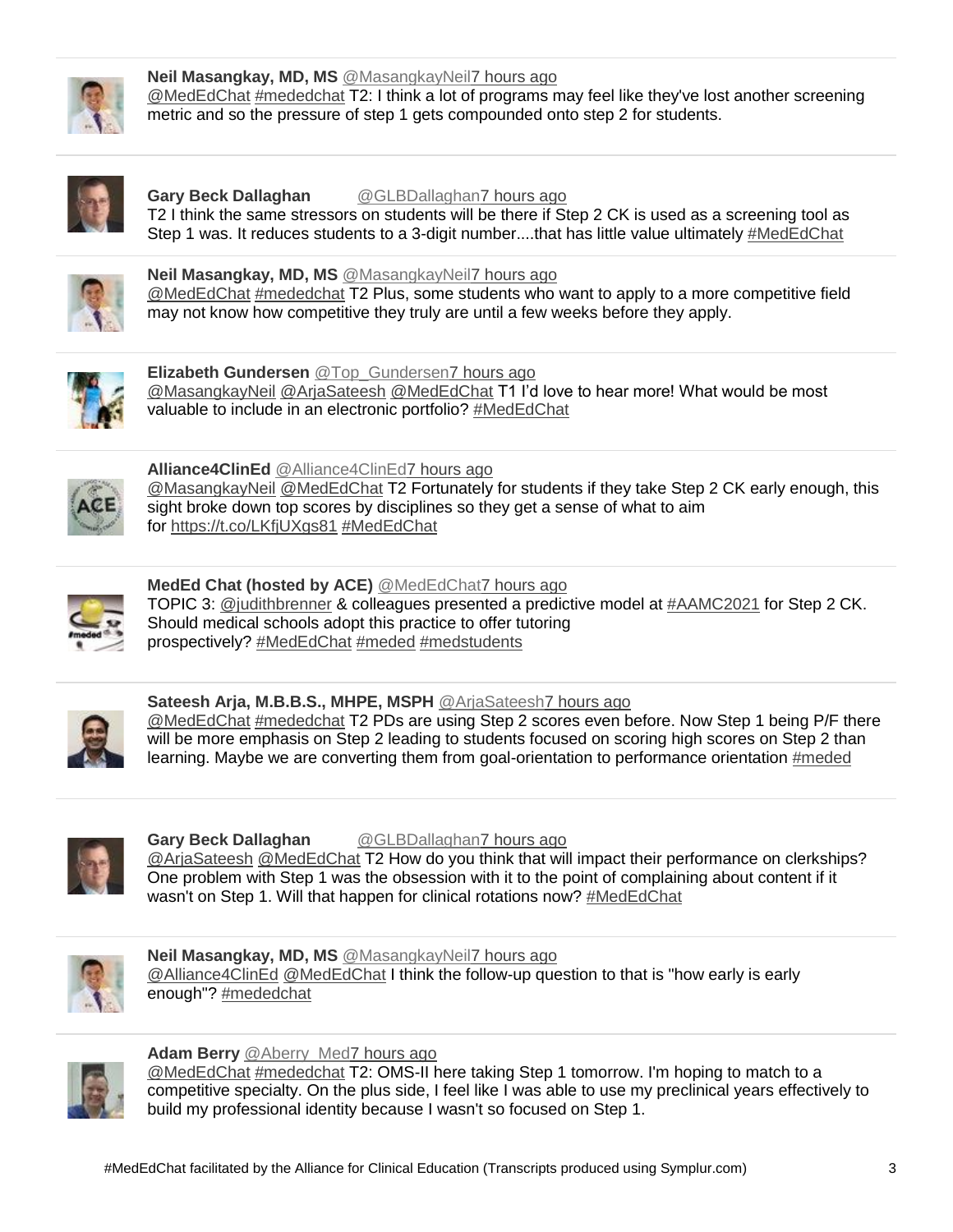**Neil Masangkay, MD, MS** @MasangkayNeil7 hours ago
@MedEdChat #mededchat T2: I think a lot of programs may feel like they've lost another screening metric and so the pressure of step 1 gets compounded onto step 2 for students.

---

**Gary Beck Dallaghan** @GLBDallaghan7 hours ago
T2 I think the same stressors on students will be there if Step 2 CK is used as a screening tool as Step 1 was. It reduces students to a 3-digit number....that has little value ultimately #MedEdChat

---

**Neil Masangkay, MD, MS** @MasangkayNeil7 hours ago
@MedEdChat #mededchat T2 Plus, some students who want to apply to a more competitive field may not know how competitive they truly are until a few weeks before they apply.

---

**Elizabeth Gundersen** @Top_Gundersen7 hours ago
@MasangkayNeil @ArjaSateesh @MedEdChat T1 I'd love to hear more! What would be most valuable to include in an electronic portfolio? #MedEdChat

---

**Alliance4ClinEd** @Alliance4ClinEd7 hours ago
@MasangkayNeil @MedEdChat T2 Fortunately for students if they take Step 2 CK early enough, this sight broke down top scores by disciplines so they get a sense of what to aim for https://t.co/LKfjUXgs81 #MedEdChat

---

**MedEd Chat (hosted by ACE)** @MedEdChat7 hours ago
TOPIC 3: @judithbrenner & colleagues presented a predictive model at #AAMC2021 for Step 2 CK. Should medical schools adopt this practice to offer tutoring prospectively? #MedEdChat #meded #medstudents

---

**Sateesh Arja, M.B.B.S., MHPE, MSPH** @ArjaSateesh7 hours ago
@MedEdChat #mededchat T2 PDs are using Step 2 scores even before. Now Step 1 being P/F there will be more emphasis on Step 2 leading to students focused on scoring high scores on Step 2 than learning. Maybe we are converting them from goal-orientation to performance orientation #meded

---

**Gary Beck Dallaghan** @GLBDallaghan7 hours ago
@ArjaSateesh @MedEdChat T2 How do you think that will impact their performance on clerkships? One problem with Step 1 was the obsession with it to the point of complaining about content if it wasn't on Step 1. Will that happen for clinical rotations now? #MedEdChat

---

**Neil Masangkay, MD, MS** @MasangkayNeil7 hours ago
@Alliance4ClinEd @MedEdChat I think the follow-up question to that is "how early is early enough"? #mededchat

---

**Adam Berry** @Aberry_Med7 hours ago
@MedEdChat #mededchat T2: OMS-II here taking Step 1 tomorrow. I'm hoping to match to a competitive specialty. On the plus side, I feel like I was able to use my preclinical years effectively to build my professional identity because I wasn't so focused on Step 1.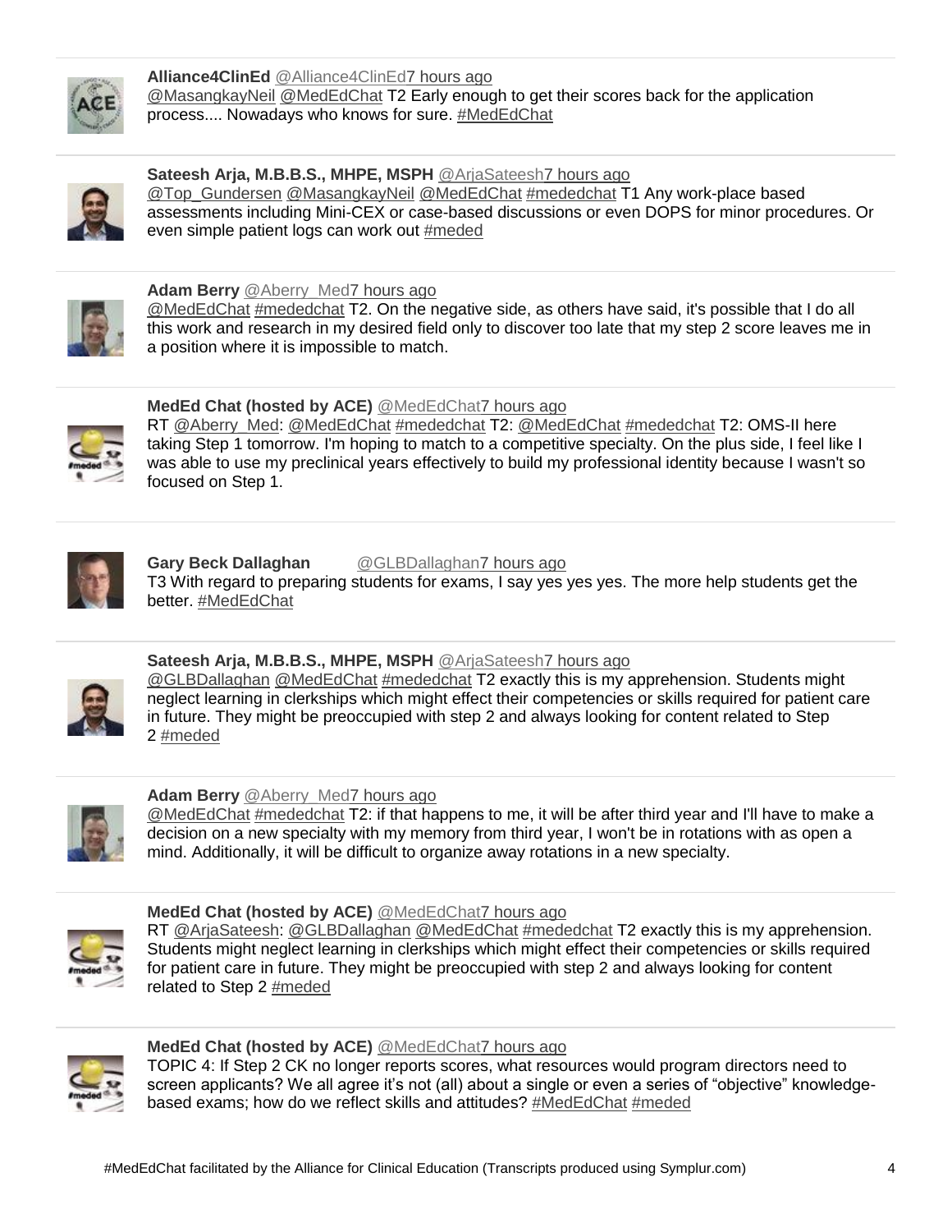**Alliance4ClinEd** @Alliance4ClinEd7 hours ago
@MasangkayNeil @MedEdChat T2 Early enough to get their scores back for the application process.... Nowadays who knows for sure. #MedEdChat

---

**Sateesh Arja, M.B.B.S., MHPE, MSPH** @ArjaSateesh7 hours ago
@Top_Gundersen @MasangkayNeil @MedEdChat #mededchat T1 Any work-place based assessments including Mini-CEX or case-based discussions or even DOPS for minor procedures. Or even simple patient logs can work out #meded

---

**Adam Berry** @Aberry_Med7 hours ago
@MedEdChat #mededchat T2. On the negative side, as others have said, it's possible that I do all this work and research in my desired field only to discover too late that my step 2 score leaves me in a position where it is impossible to match.

---

**MedEd Chat (hosted by ACE)** @MedEdChat7 hours ago
RT @Aberry_Med: @MedEdChat #mededchat T2: @MedEdChat #mededchat T2: OMS-II here taking Step 1 tomorrow. I'm hoping to match to a competitive specialty. On the plus side, I feel like I was able to use my preclinical years effectively to build my professional identity because I wasn't so focused on Step 1.

---

**Gary Beck Dallaghan** @GLBDallaghan7 hours ago
T3 With regard to preparing students for exams, I say yes yes yes. The more help students get the better. #MedEdChat

---

**Sateesh Arja, M.B.B.S., MHPE, MSPH** @ArjaSateesh7 hours ago
@GLBDallaghan @MedEdChat #mededchat T2 exactly this is my apprehension. Students might neglect learning in clerkships which might effect their competencies or skills required for patient care in future. They might be preoccupied with step 2 and always looking for content related to Step 2 #meded

---

**Adam Berry** @Aberry_Med7 hours ago
@MedEdChat #mededchat T2: if that happens to me, it will be after third year and I'll have to make a decision on a new specialty with my memory from third year, I won't be in rotations with as open a mind. Additionally, it will be difficult to organize away rotations in a new specialty.

---

**MedEd Chat (hosted by ACE)** @MedEdChat7 hours ago
RT @ArjaSateesh: @GLBDallaghan @MedEdChat #mededchat T2 exactly this is my apprehension. Students might neglect learning in clerkships which might effect their competencies or skills required for patient care in future. They might be preoccupied with step 2 and always looking for content related to Step 2 #meded

---

**MedEd Chat (hosted by ACE)** @MedEdChat7 hours ago
TOPIC 4: If Step 2 CK no longer reports scores, what resources would program directors need to screen applicants? We all agree it's not (all) about a single or even a series of "objective" knowledge-based exams; how do we reflect skills and attitudes? #MedEdChat #meded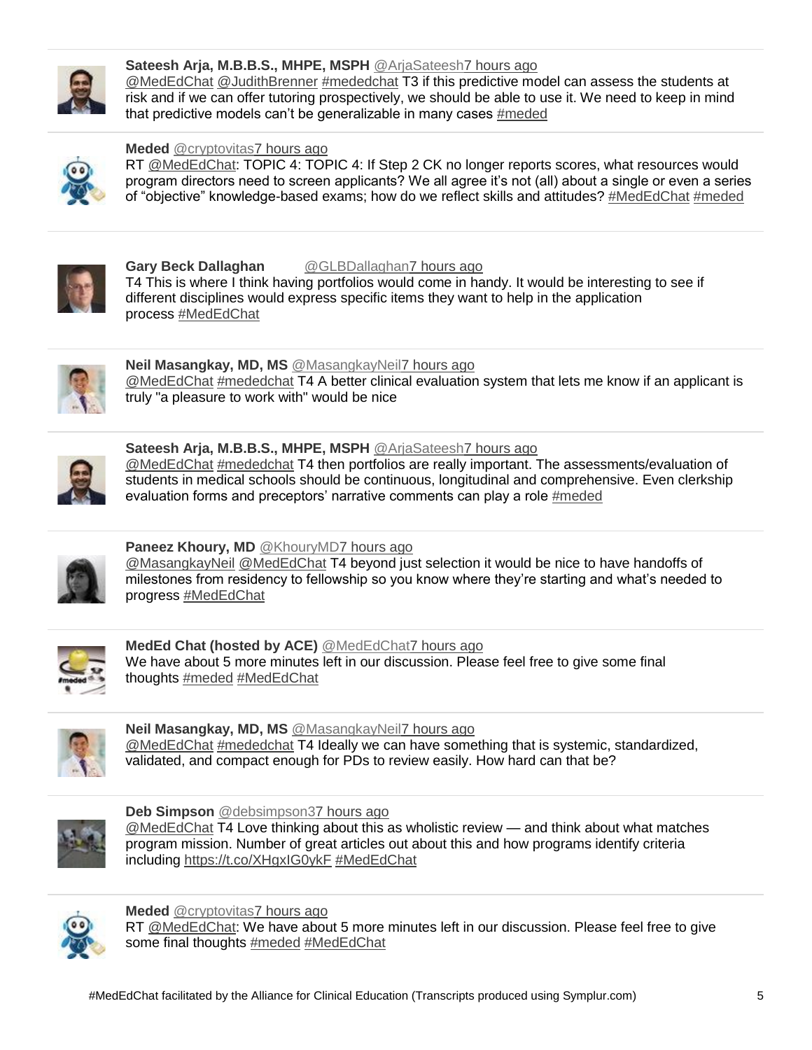**Sateesh Arja, M.B.B.S., MHPE, MSPH** @ArjaSateesh 7 hours ago
@MedEdChat @JudithBrenner #mededchat T3 if this predictive model can assess the students at risk and if we can offer tutoring prospectively, we should be able to use it. We need to keep in mind that predictive models can't be generalizable in many cases #meded

---

**Meded** @cryptovitas 7 hours ago
RT @MedEdChat: TOPIC 4: TOPIC 4: If Step 2 CK no longer reports scores, what resources would program directors need to screen applicants? We all agree it's not (all) about a single or even a series of "objective" knowledge-based exams; how do we reflect skills and attitudes? #MedEdChat #meded

---

**Gary Beck Dallaghan** @GLBDallaghan 7 hours ago
T4 This is where I think having portfolios would come in handy. It would be interesting to see if different disciplines would express specific items they want to help in the application process #MedEdChat

---

**Neil Masangkay, MD, MS** @MasangkayNeil 7 hours ago
@MedEdChat #mededchat T4 A better clinical evaluation system that lets me know if an applicant is truly "a pleasure to work with" would be nice

---

**Sateesh Arja, M.B.B.S., MHPE, MSPH** @ArjaSateesh 7 hours ago
@MedEdChat #mededchat T4 then portfolios are really important. The assessments/evaluation of students in medical schools should be continuous, longitudinal and comprehensive. Even clerkship evaluation forms and preceptors' narrative comments can play a role #meded

---

**Paneez Khoury, MD** @KhouryMD 7 hours ago
@MasangkayNeil @MedEdChat T4 beyond just selection it would be nice to have handoffs of milestones from residency to fellowship so you know where they're starting and what's needed to progress #MedEdChat

---

**MedEd Chat (hosted by ACE)** @MedEdChat 7 hours ago
We have about 5 more minutes left in our discussion. Please feel free to give some final thoughts #meded #MedEdChat

---

**Neil Masangkay, MD, MS** @MasangkayNeil 7 hours ago
@MedEdChat #mededchat T4 Ideally we can have something that is systemic, standardized, validated, and compact enough for PDs to review easily. How hard can that be?

---

**Deb Simpson** @debsimpson3 7 hours ago
@MedEdChat T4 Love thinking about this as wholistic review — and think about what matches program mission. Number of great articles out about this and how programs identify criteria including https://t.co/XHgxIG0ykF #MedEdChat

---

**Meded** @cryptovitas 7 hours ago
RT @MedEdChat: We have about 5 more minutes left in our discussion. Please feel free to give some final thoughts #meded #MedEdChat

---

#MedEdChat facilitated by the Alliance for Clinical Education (Transcripts produced using Symplur.com)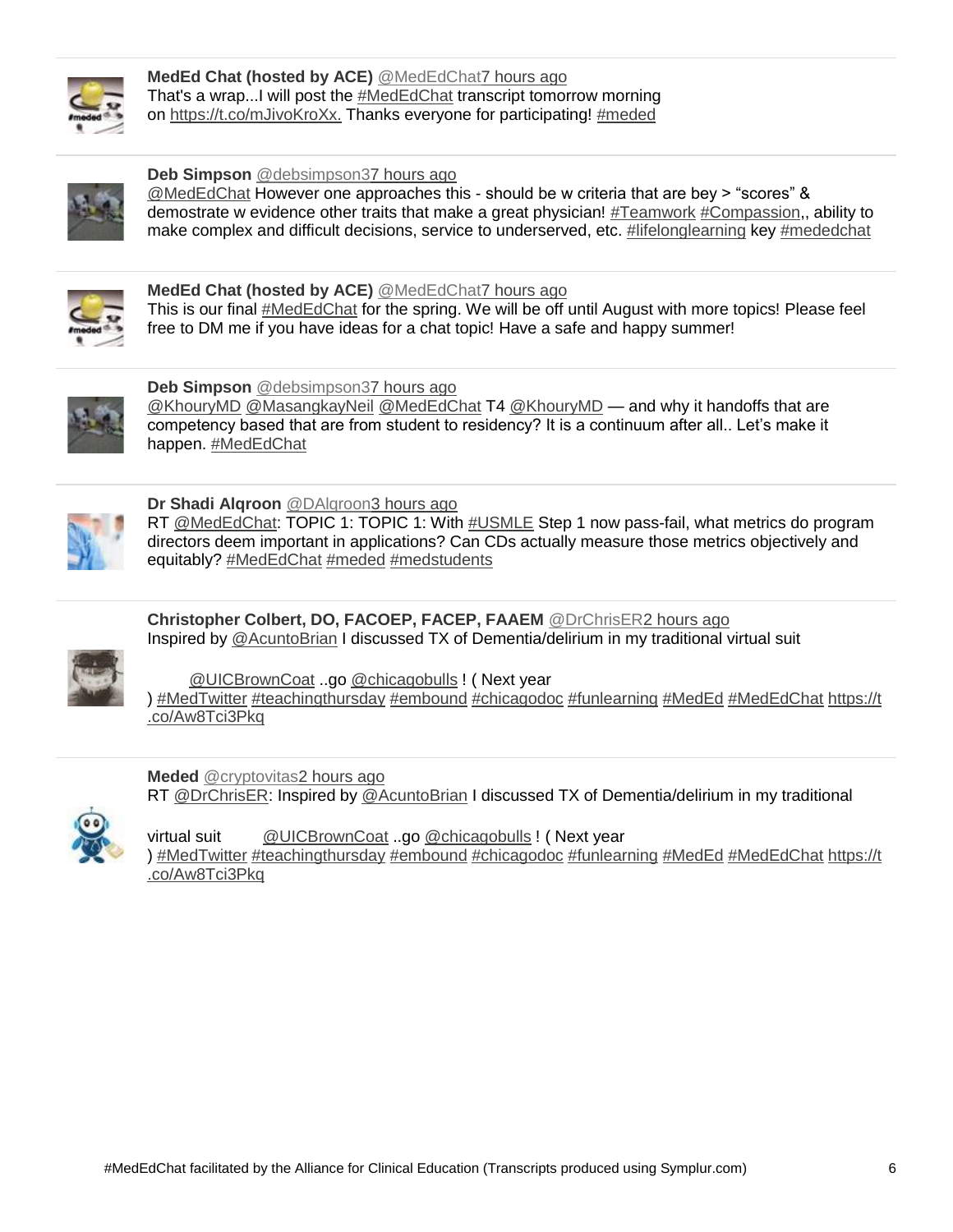**MedEd Chat (hosted by ACE)** @MedEdChat7 hours ago
That's a wrap...I will post the #MedEdChat transcript tomorrow morning on https://t.co/mJivoKroXx. Thanks everyone for participating! #meded

---

**Deb Simpson** @debsimpson37 hours ago
@MedEdChat However one approaches this - should be w criteria that are bey > "scores" & demostrate w evidence other traits that make a great physician! #Teamwork #Compassion,, ability to make complex and difficult decisions, service to underserved, etc. #lifelonglearning key #mededchat

---

**MedEd Chat (hosted by ACE)** @MedEdChat7 hours ago
This is our final #MedEdChat for the spring. We will be off until August with more topics! Please feel free to DM me if you have ideas for a chat topic! Have a safe and happy summer!

---

**Deb Simpson** @debsimpson37 hours ago
@KhouryMD @MasangkayNeil @MedEdChat T4 @KhouryMD — and why it handoffs that are competency based that are from student to residency? It is a continuum after all.. Let's make it happen. #MedEdChat

---

**Dr Shadi Alqroon** @DAlqroon3 hours ago
RT @MedEdChat: TOPIC 1: TOPIC 1: With #USMLE Step 1 now pass-fail, what metrics do program directors deem important in applications? Can CDs actually measure those metrics objectively and equitably? #MedEdChat #meded #medstudents

---

**Christopher Colbert, DO, FACOEP, FACEP, FAAEM** @DrChrisER2 hours ago
Inspired by @AcuntoBrian I discussed TX of Dementia/delirium in my traditional virtual suit

@UICBrownCoat ..go @chicagobulls ! ( Next year
) #MedTwitter #teachingthursday #embound #chicagodoc #funlearning #MedEd #MedEdChat https://t.co/Aw8Tci3Pkq

---

**Meded** @cryptovitas2 hours ago
RT @DrChrisER: Inspired by @AcuntoBrian I discussed TX of Dementia/delirium in my traditional

virtual suit @UICBrownCoat ..go @chicagobulls ! ( Next year
) #MedTwitter #teachingthursday #embound #chicagodoc #funlearning #MedEd #MedEdChat https://t.co/Aw8Tci3Pkq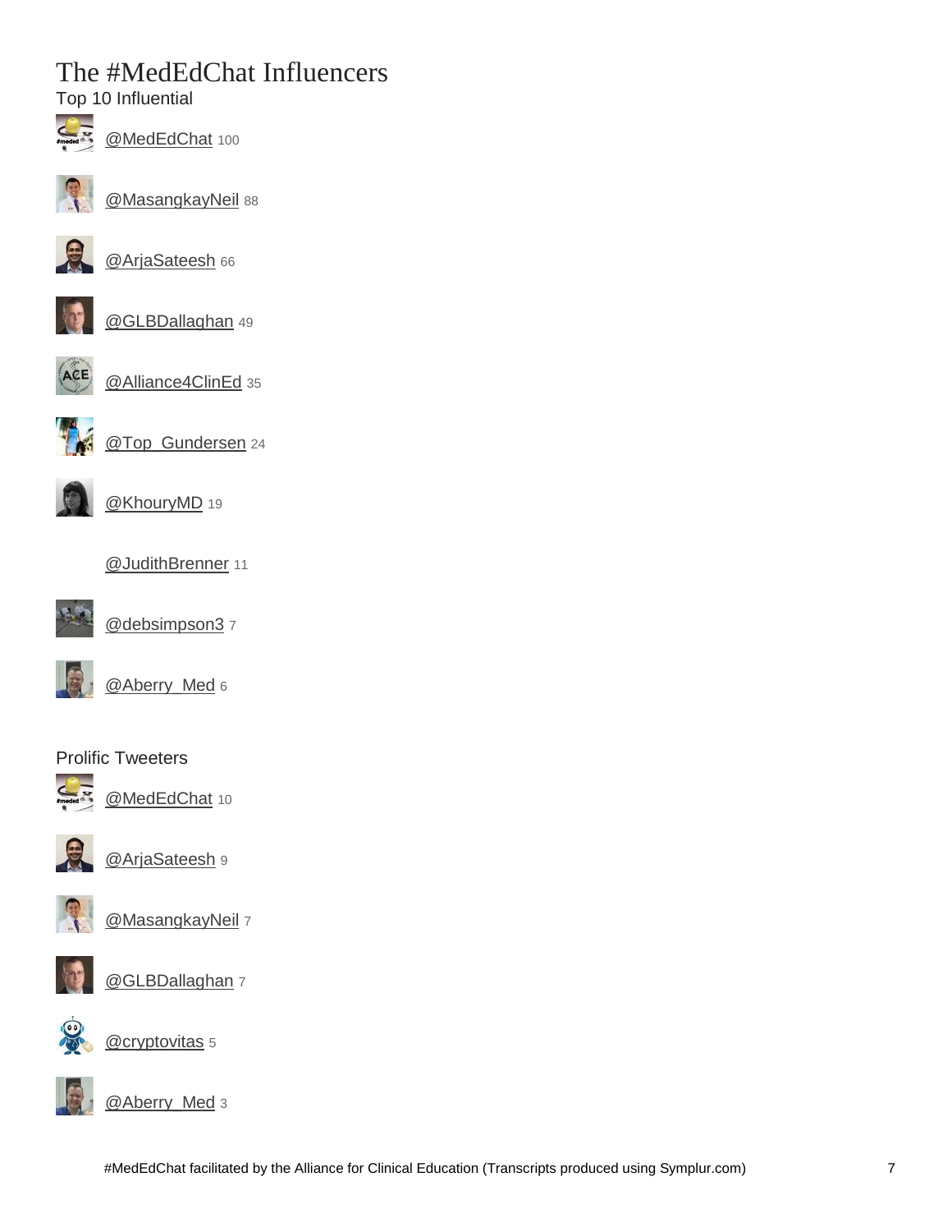# The #MedEdChat Influencers

## Top 10 Influential

@MedEdChat 100

@MasangkayNeil 88

@ArjaSateesh 66

@GLBDallaghan 49

@Alliance4ClinEd 35

@Top_Gundersen 24

@KhouryMD 19

@JudithBrenner 11

@debsimpson3 7

@Aberry_Med 6

## Prolific Tweeters

@MedEdChat 10

@ArjaSateesh 9

@MasangkayNeil 7

@GLBDallaghan 7

@cryptovitas 5

@Aberry_Med 3

#MedEdChat facilitated by the Alliance for Clinical Education (Transcripts produced using Symplur.com)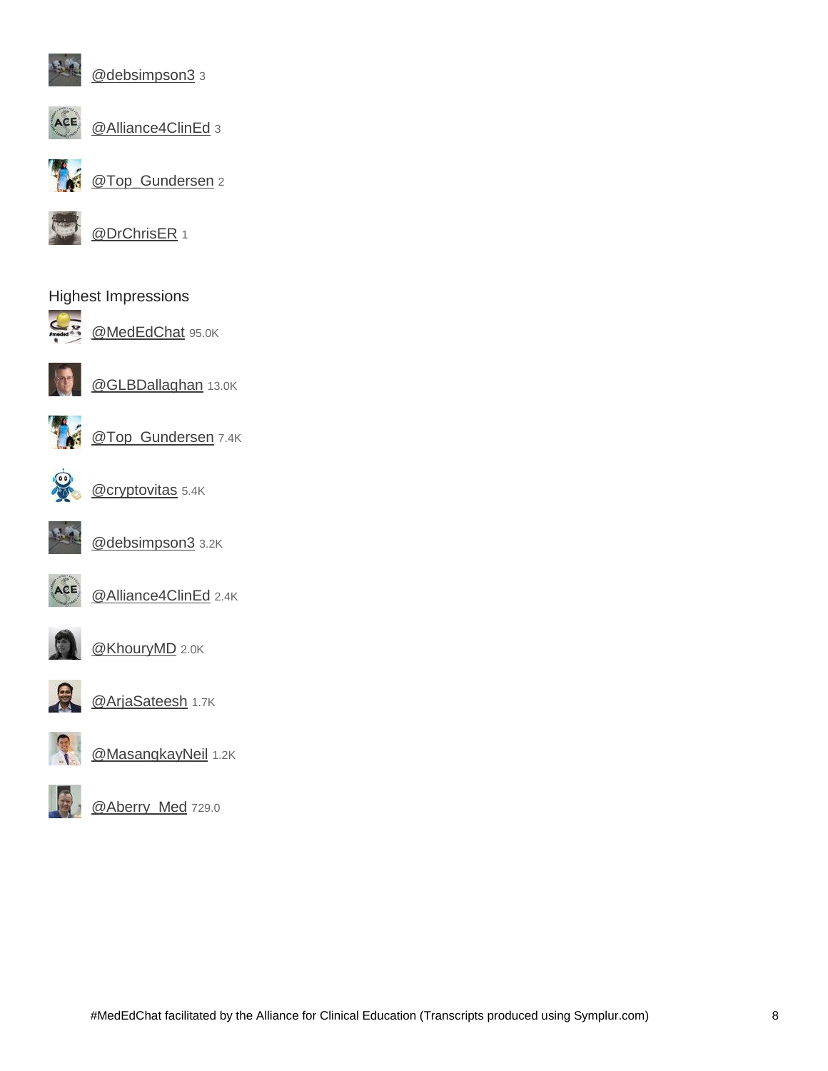@debsimpson3 3

@Alliance4ClinEd 3

@Top_Gundersen 2

@DrChrisER 1

## Highest Impressions

@MedEdChat 95.0K

@GLBDallaghan 13.0K

@Top_Gundersen 7.4K

@cryptovitas 5.4K

@debsimpson3 3.2K

@Alliance4ClinEd 2.4K

@KhouryMD 2.0K

@ArjaSateesh 1.7K

@MasangkayNeil 1.2K

@Aberry_Med 729.0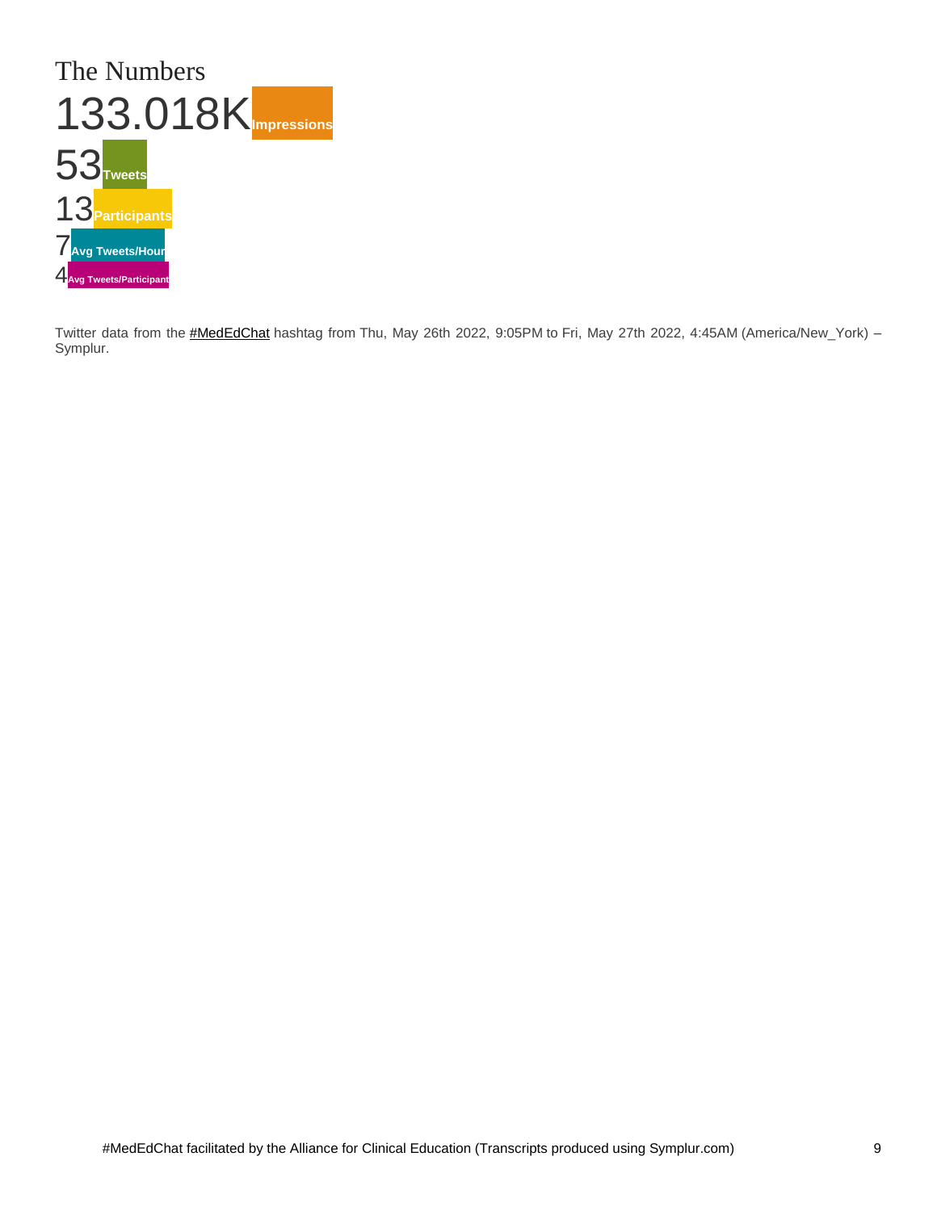# The Numbers

133.018K Impressions

53 Tweets

13 Participants

7 Avg Tweets/Hour

4 Avg Tweets/Participant

Twitter data from the #MedEdChat hashtag from Thu, May 26th 2022, 9:05PM to Fri, May 27th 2022, 4:45AM (America/New_York) – Symplur.